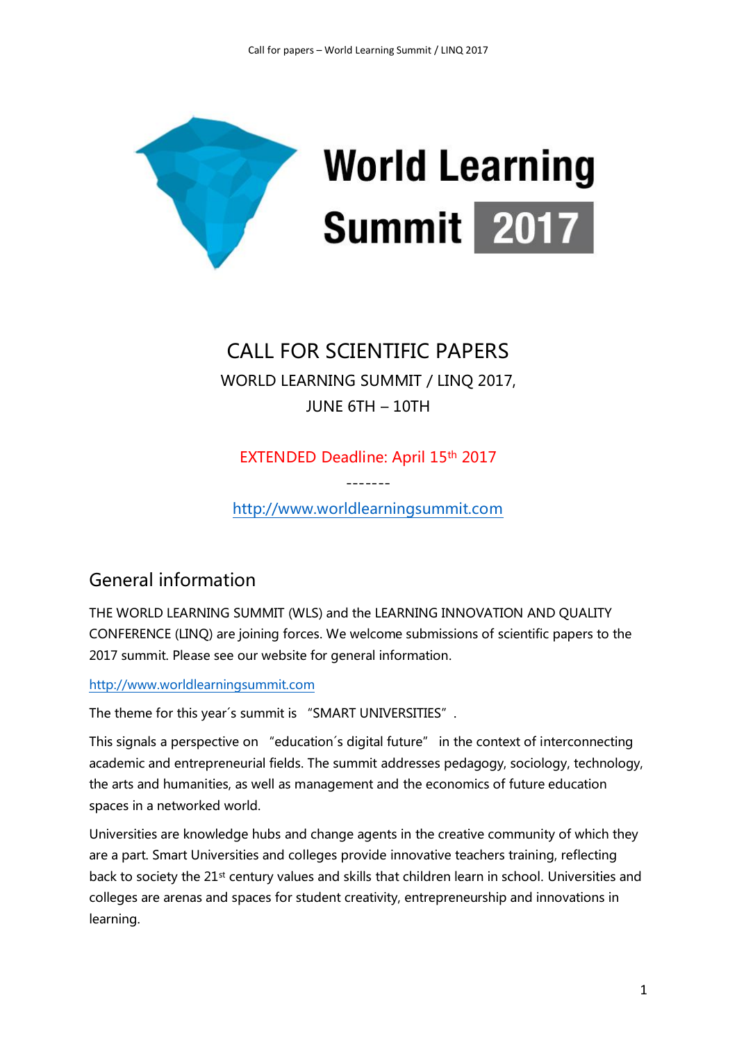# World Learning Summit 2017

# CALL FOR SCIENTIFIC PAPERS

WORLD LEARNING SUMMIT / LINQ 2017,

JUNE 6TH – 10TH

EXTENDED Deadline: April 15th 2017

-------

http://www.worldlearningsummit.com

## General information

THE WORLD LEARNING SUMMIT (WLS) and the LEARNING INNOVATION AND QUALITY CONFERENCE (LINQ) are joining forces. We welcome submissions of scientific papers to the 2017 summit. Please see our website for general information.

http://www.worldlearningsummit.com

The theme for this year´s summit is "SMART UNIVERSITIES".

This signals a perspective on "education´s digital future" in the context of interconnecting academic and entrepreneurial fields. The summit addresses pedagogy, sociology, technology, the arts and humanities, as well as management and the economics of future education spaces in a networked world.

Universities are knowledge hubs and change agents in the creative community of which they are a part. Smart Universities and colleges provide innovative teachers training, reflecting back to society the 21st century values and skills that children learn in school. Universities and colleges are arenas and spaces for student creativity, entrepreneurship and innovations in learning.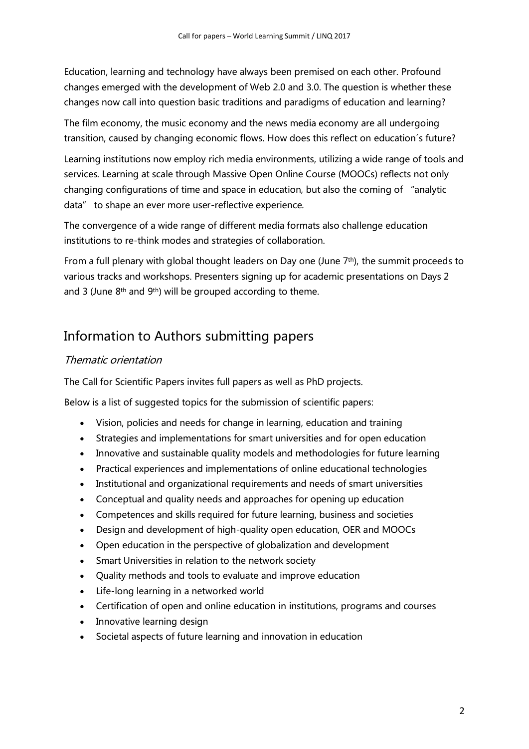Education, learning and technology have always been premised on each other. Profound changes emerged with the development of Web 2.0 and 3.0. The question is whether these changes now call into question basic traditions and paradigms of education and learning?

The film economy, the music economy and the news media economy are all undergoing transition, caused by changing economic flows. How does this reflect on education´s future?

Learning institutions now employ rich media environments, utilizing a wide range of tools and services. Learning at scale through Massive Open Online Course (MOOCs) reflects not only changing configurations of time and space in education, but also the coming of "analytic data" to shape an ever more user-reflective experience.

The convergence of a wide range of different media formats also challenge education institutions to re-think modes and strategies of collaboration.

From a full plenary with global thought leaders on Day one (June 7th), the summit proceeds to various tracks and workshops. Presenters signing up for academic presentations on Days 2 and 3 (June 8th and 9th) will be grouped according to theme.

## Information to Authors submitting papers

### *Thematic orientation*

The Call for Scientific Papers invites full papers as well as PhD projects.

Below is a list of suggested topics for the submission of scientific papers:

- Vision, policies and needs for change in learning, education and training
- Strategies and implementations for smart universities and for open education
- Innovative and sustainable quality models and methodologies for future learning
- Practical experiences and implementations of online educational technologies
- Institutional and organizational requirements and needs of smart universities
- Conceptual and quality needs and approaches for opening up education
- Competences and skills required for future learning, business and societies
- Design and development of high-quality open education, OER and MOOCs
- Open education in the perspective of globalization and development
- Smart Universities in relation to the network society
- Quality methods and tools to evaluate and improve education
- Life-long learning in a networked world
- Certification of open and online education in institutions, programs and courses
- Innovative learning design
- Societal aspects of future learning and innovation in education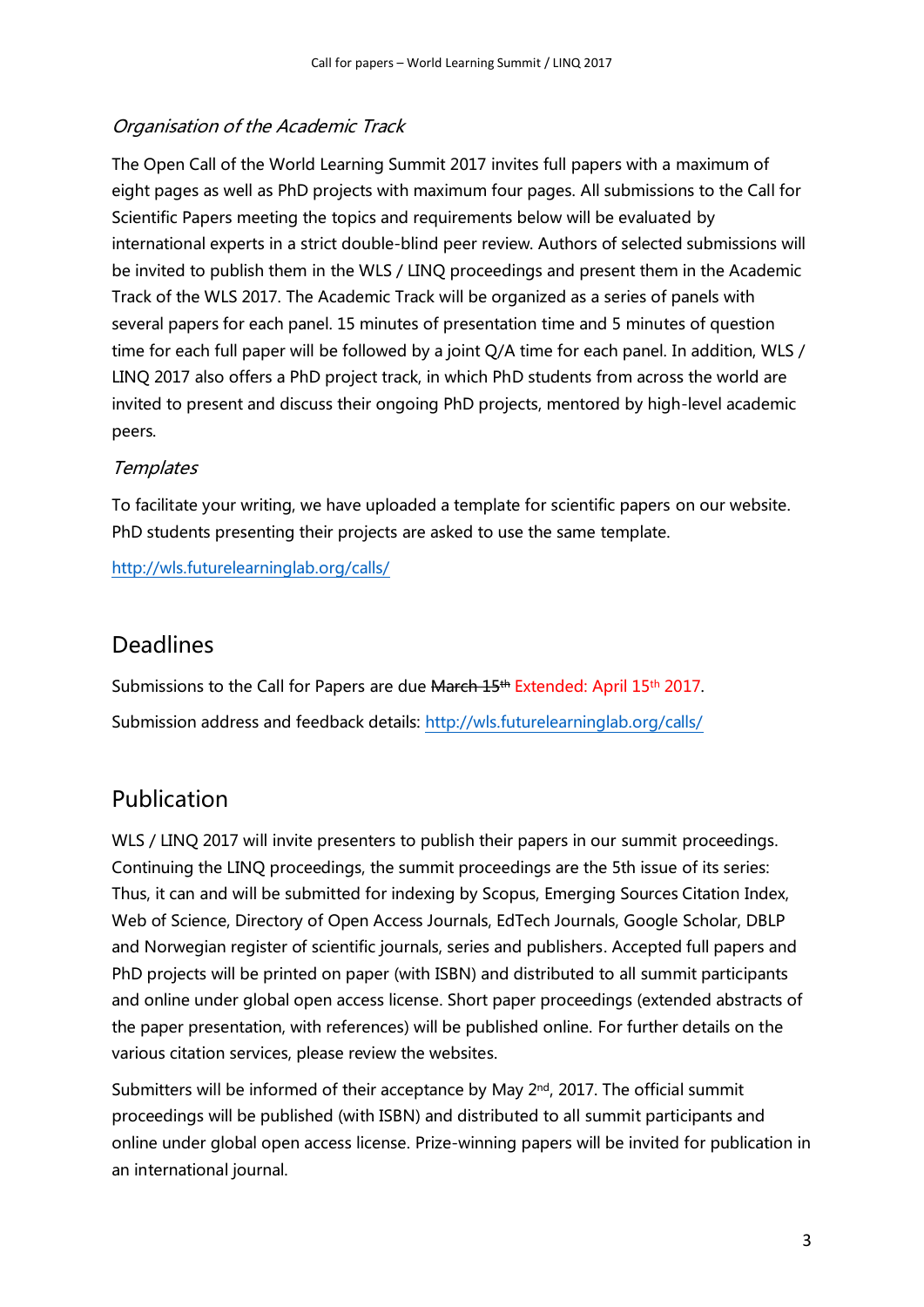### *Organisation of the Academic Track*

The Open Call of the World Learning Summit 2017 invites full papers with a maximum of eight pages as well as PhD projects with maximum four pages. All submissions to the Call for Scientific Papers meeting the topics and requirements below will be evaluated by international experts in a strict double-blind peer review. Authors of selected submissions will be invited to publish them in the WLS / LINQ proceedings and present them in the Academic Track of the WLS 2017. The Academic Track will be organized as a series of panels with several papers for each panel. 15 minutes of presentation time and 5 minutes of question time for each full paper will be followed by a joint Q/A time for each panel. In addition, WLS / LINQ 2017 also offers a PhD project track, in which PhD students from across the world are invited to present and discuss their ongoing PhD projects, mentored by high-level academic peers.

### *Templates*

To facilitate your writing, we have uploaded a template for scientific papers on our website. PhD students presenting their projects are asked to use the same template.

http://wls.futurelearninglab.org/calls/

## Deadlines

Submissions to the Call for Papers are due ~~March 15th~~ Extended: April 15th 2017.

Submission address and feedback details: http://wls.futurelearninglab.org/calls/

## Publication

WLS / LINQ 2017 will invite presenters to publish their papers in our summit proceedings. Continuing the LINQ proceedings, the summit proceedings are the 5th issue of its series: Thus, it can and will be submitted for indexing by Scopus, Emerging Sources Citation Index, Web of Science, Directory of Open Access Journals, EdTech Journals, Google Scholar, DBLP and Norwegian register of scientific journals, series and publishers. Accepted full papers and PhD projects will be printed on paper (with ISBN) and distributed to all summit participants and online under global open access license. Short paper proceedings (extended abstracts of the paper presentation, with references) will be published online. For further details on the various citation services, please review the websites.

Submitters will be informed of their acceptance by May 2nd, 2017. The official summit proceedings will be published (with ISBN) and distributed to all summit participants and online under global open access license. Prize-winning papers will be invited for publication in an international journal.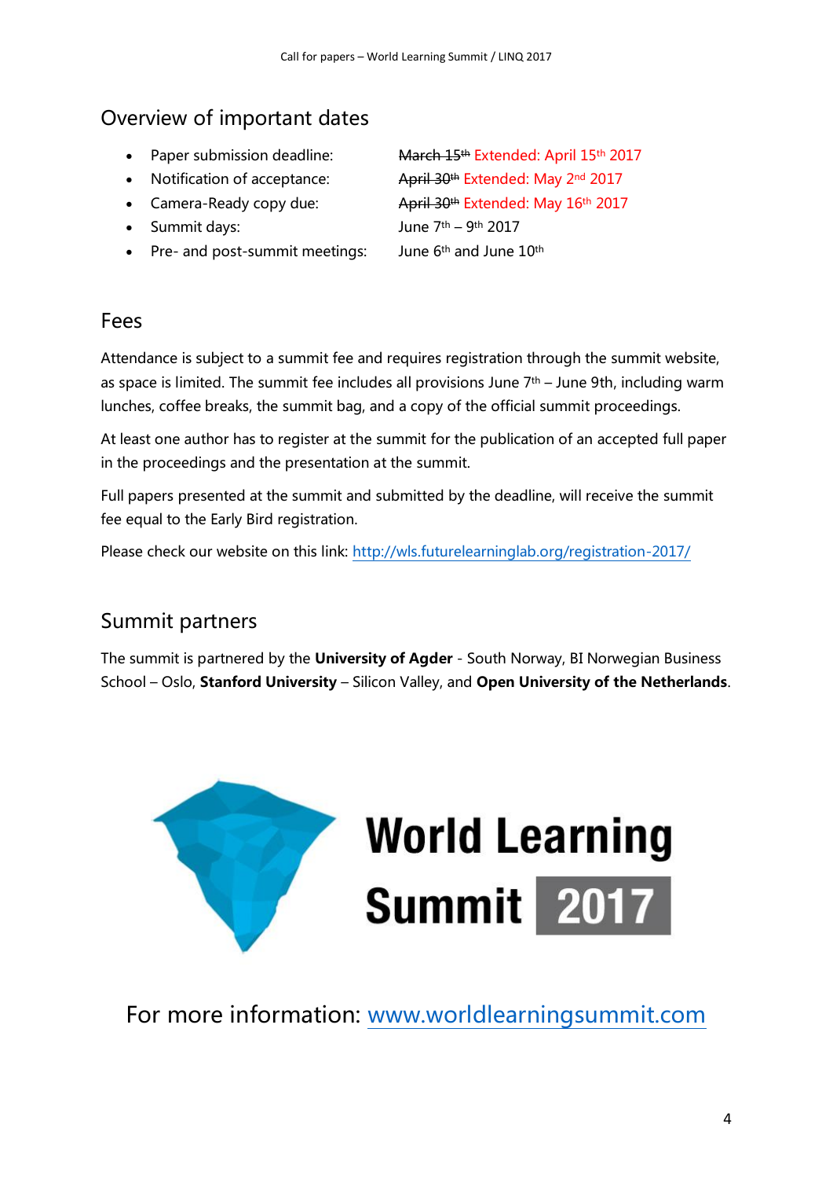## Overview of important dates

- Paper submission deadline: ~~March 15th~~ Extended: April 15th 2017
- Notification of acceptance: ~~April 30th~~ Extended: May 2nd 2017
- Camera-Ready copy due: ~~April 30th~~ Extended: May 16th 2017
- Summit days: June 7th – 9th 2017
- Pre- and post-summit meetings: June 6th and June 10th

## Fees

Attendance is subject to a summit fee and requires registration through the summit website, as space is limited. The summit fee includes all provisions June 7th – June 9th, including warm lunches, coffee breaks, the summit bag, and a copy of the official summit proceedings.

At least one author has to register at the summit for the publication of an accepted full paper in the proceedings and the presentation at the summit.

Full papers presented at the summit and submitted by the deadline, will receive the summit fee equal to the Early Bird registration.

Please check our website on this link: http://wls.futurelearninglab.org/registration-2017/

## Summit partners

The summit is partnered by the **University of Agder** - South Norway, BI Norwegian Business School – Oslo, **Stanford University** – Silicon Valley, and **Open University of the Netherlands**.

World Learning Summit 2017

For more information: www.worldlearningsummit.com